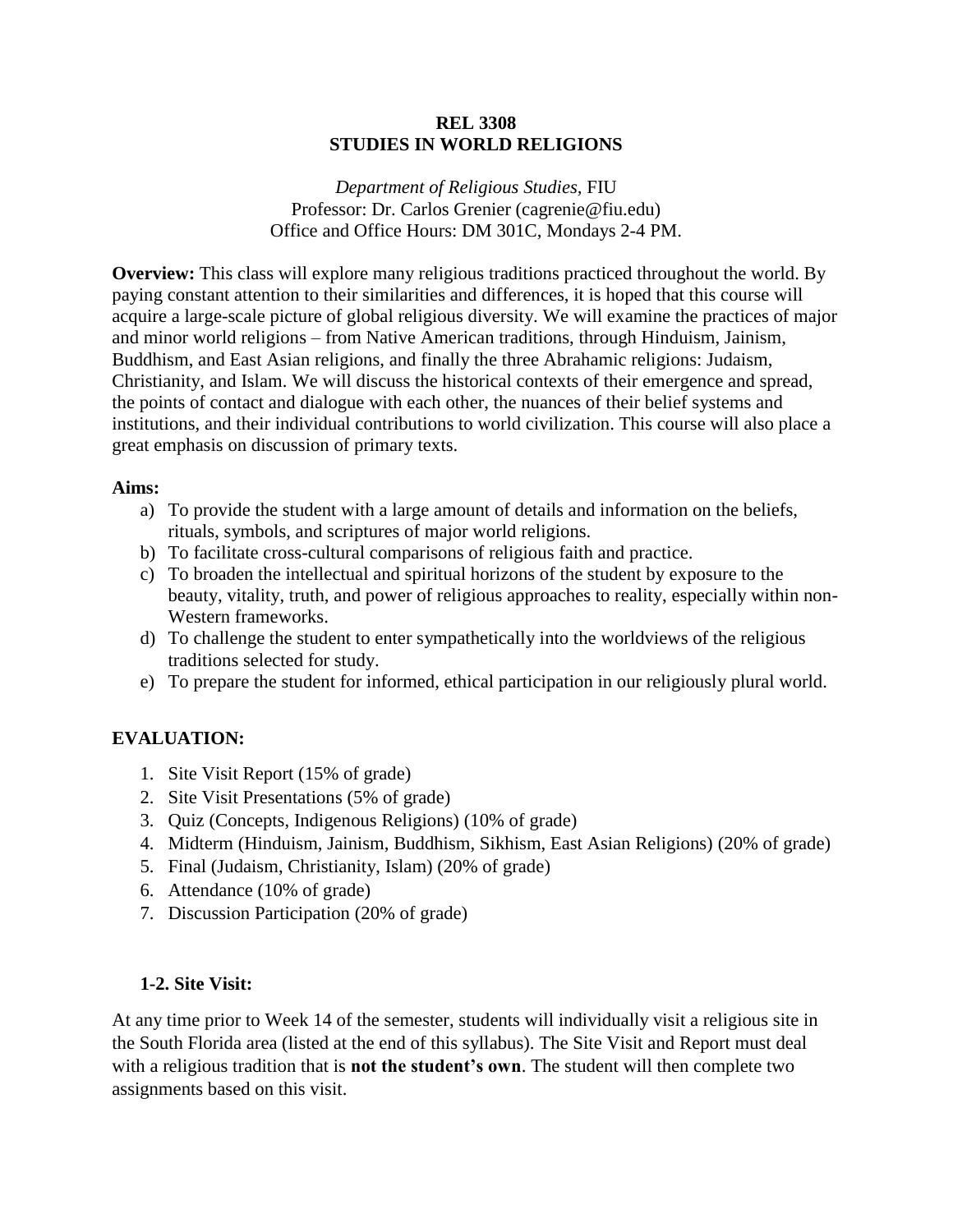# REL 3308
# STUDIES IN WORLD RELIGIONS

*Department of Religious Studies*, FIU
Professor: Dr. Carlos Grenier (cagrenie@fiu.edu)
Office and Office Hours: DM 301C, Mondays 2-4 PM.

**Overview:** This class will explore many religious traditions practiced throughout the world. By paying constant attention to their similarities and differences, it is hoped that this course will acquire a large-scale picture of global religious diversity. We will examine the practices of major and minor world religions – from Native American traditions, through Hinduism, Jainism, Buddhism, and East Asian religions, and finally the three Abrahamic religions: Judaism, Christianity, and Islam. We will discuss the historical contexts of their emergence and spread, the points of contact and dialogue with each other, the nuances of their belief systems and institutions, and their individual contributions to world civilization. This course will also place a great emphasis on discussion of primary texts.

**Aims:**

a) To provide the student with a large amount of details and information on the beliefs, rituals, symbols, and scriptures of major world religions.
b) To facilitate cross-cultural comparisons of religious faith and practice.
c) To broaden the intellectual and spiritual horizons of the student by exposure to the beauty, vitality, truth, and power of religious approaches to reality, especially within non-Western frameworks.
d) To challenge the student to enter sympathetically into the worldviews of the religious traditions selected for study.
e) To prepare the student for informed, ethical participation in our religiously plural world.

## EVALUATION:

1. Site Visit Report (15% of grade)
2. Site Visit Presentations (5% of grade)
3. Quiz (Concepts, Indigenous Religions) (10% of grade)
4. Midterm (Hinduism, Jainism, Buddhism, Sikhism, East Asian Religions) (20% of grade)
5. Final (Judaism, Christianity, Islam) (20% of grade)
6. Attendance (10% of grade)
7. Discussion Participation (20% of grade)

### 1-2. Site Visit:

At any time prior to Week 14 of the semester, students will individually visit a religious site in the South Florida area (listed at the end of this syllabus). The Site Visit and Report must deal with a religious tradition that is **not the student's own**. The student will then complete two assignments based on this visit.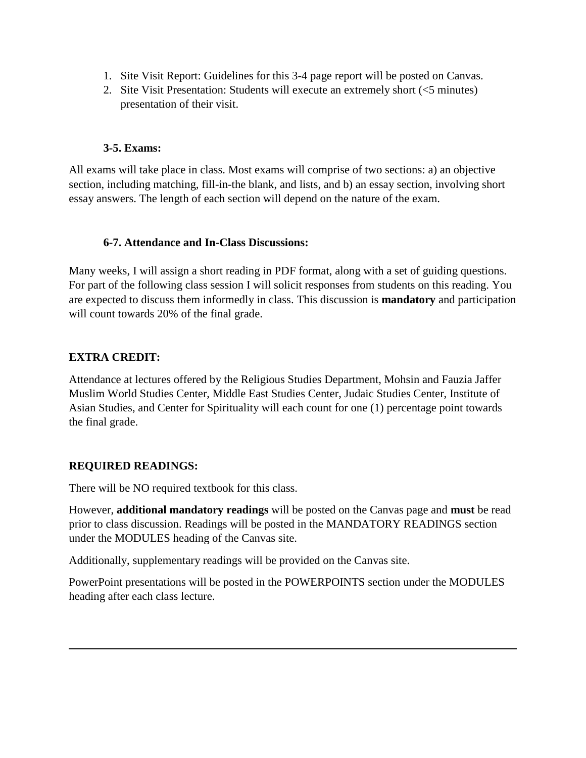1. Site Visit Report: Guidelines for this 3-4 page report will be posted on Canvas.
2. Site Visit Presentation: Students will execute an extremely short (<5 minutes) presentation of their visit.

**3-5. Exams:**

All exams will take place in class. Most exams will comprise of two sections: a) an objective section, including matching, fill-in-the blank, and lists, and b) an essay section, involving short essay answers. The length of each section will depend on the nature of the exam.

**6-7. Attendance and In-Class Discussions:**

Many weeks, I will assign a short reading in PDF format, along with a set of guiding questions. For part of the following class session I will solicit responses from students on this reading. You are expected to discuss them informedly in class. This discussion is **mandatory** and participation will count towards 20% of the final grade.

**EXTRA CREDIT:**

Attendance at lectures offered by the Religious Studies Department, Mohsin and Fauzia Jaffer Muslim World Studies Center, Middle East Studies Center, Judaic Studies Center, Institute of Asian Studies, and Center for Spirituality will each count for one (1) percentage point towards the final grade.

**REQUIRED READINGS:**

There will be NO required textbook for this class.

However, **additional mandatory readings** will be posted on the Canvas page and **must** be read prior to class discussion. Readings will be posted in the MANDATORY READINGS section under the MODULES heading of the Canvas site.

Additionally, supplementary readings will be provided on the Canvas site.

PowerPoint presentations will be posted in the POWERPOINTS section under the MODULES heading after each class lecture.

---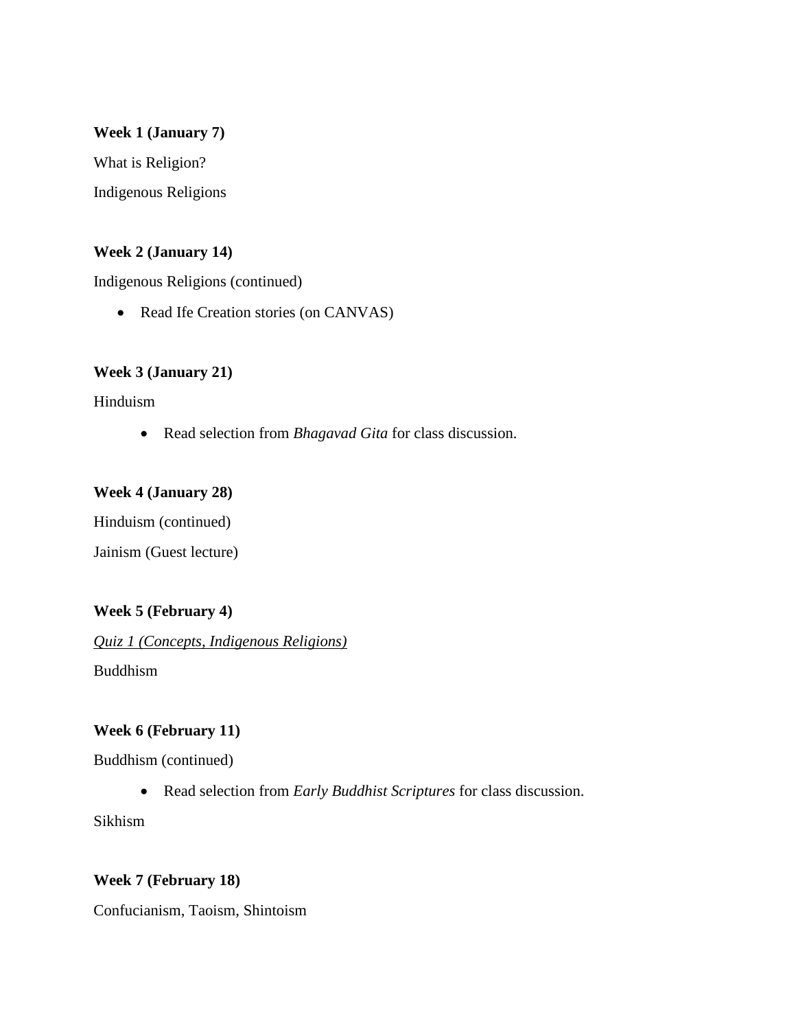**Week 1 (January 7)**

What is Religion?

Indigenous Religions

**Week 2 (January 14)**

Indigenous Religions (continued)

- Read Ife Creation stories (on CANVAS)

**Week 3 (January 21)**

Hinduism

- Read selection from *Bhagavad Gita* for class discussion.

**Week 4 (January 28)**

Hinduism (continued)

Jainism (Guest lecture)

**Week 5 (February 4)**

<u>*Quiz 1 (Concepts, Indigenous Religions)*</u>

Buddhism

**Week 6 (February 11)**

Buddhism (continued)

- Read selection from *Early Buddhist Scriptures* for class discussion.

Sikhism

**Week 7 (February 18)**

Confucianism, Taoism, Shintoism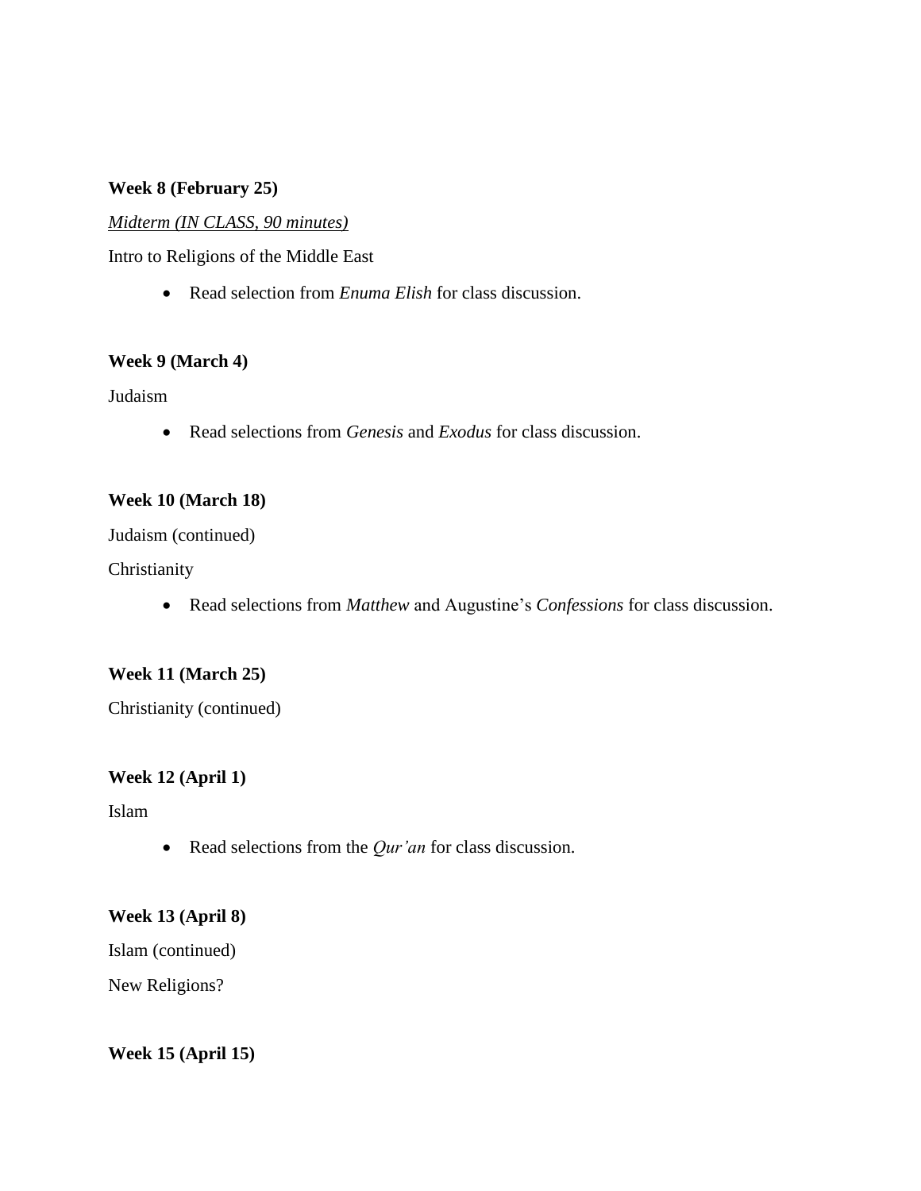**Week 8 (February 25)**

_Midterm (IN CLASS, 90 minutes)_

Intro to Religions of the Middle East

- Read selection from *Enuma Elish* for class discussion.

**Week 9 (March 4)**

Judaism

- Read selections from *Genesis* and *Exodus* for class discussion.

**Week 10 (March 18)**

Judaism (continued)

Christianity

- Read selections from *Matthew* and Augustine's *Confessions* for class discussion.

**Week 11 (March 25)**

Christianity (continued)

**Week 12 (April 1)**

Islam

- Read selections from the *Qur'an* for class discussion.

**Week 13 (April 8)**

Islam (continued)

New Religions?

**Week 15 (April 15)**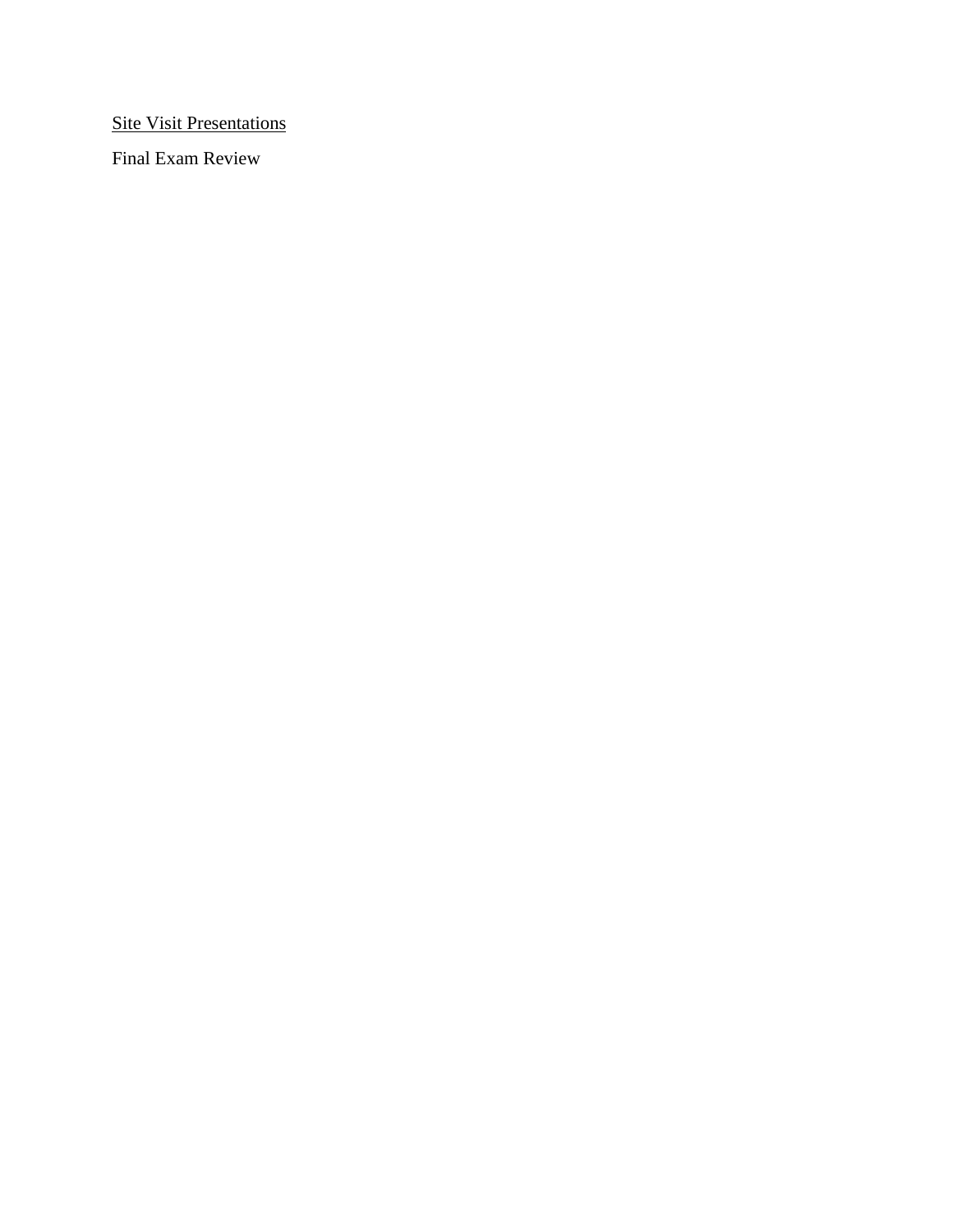<u>Site Visit Presentations</u>

Final Exam Review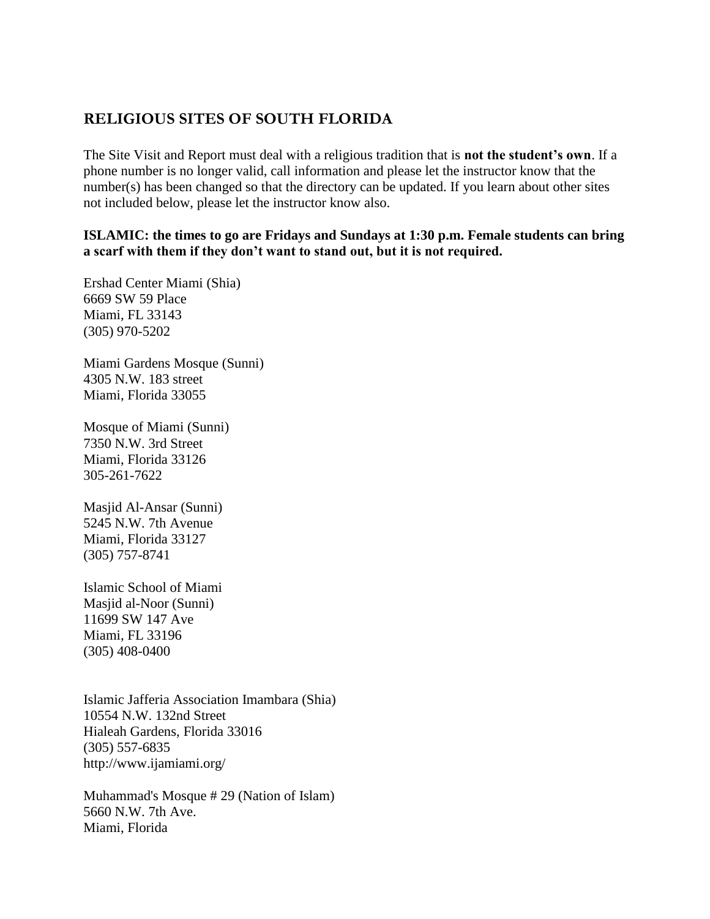## RELIGIOUS SITES OF SOUTH FLORIDA

The Site Visit and Report must deal with a religious tradition that is **not the student's own**. If a phone number is no longer valid, call information and please let the instructor know that the number(s) has been changed so that the directory can be updated. If you learn about other sites not included below, please let the instructor know also.

**ISLAMIC: the times to go are Fridays and Sundays at 1:30 p.m. Female students can bring a scarf with them if they don't want to stand out, but it is not required.**

Ershad Center Miami (Shia)
6669 SW 59 Place
Miami, FL 33143
(305) 970-5202

Miami Gardens Mosque (Sunni)
4305 N.W. 183 street
Miami, Florida 33055

Mosque of Miami (Sunni)
7350 N.W. 3rd Street
Miami, Florida 33126
305-261-7622

Masjid Al-Ansar (Sunni)
5245 N.W. 7th Avenue
Miami, Florida 33127
(305) 757-8741

Islamic School of Miami
Masjid al-Noor (Sunni)
11699 SW 147 Ave
Miami, FL 33196
(305) 408-0400

Islamic Jafferia Association Imambara (Shia)
10554 N.W. 132nd Street
Hialeah Gardens, Florida 33016
(305) 557-6835
http://www.ijamiami.org/

Muhammad's Mosque # 29 (Nation of Islam)
5660 N.W. 7th Ave.
Miami, Florida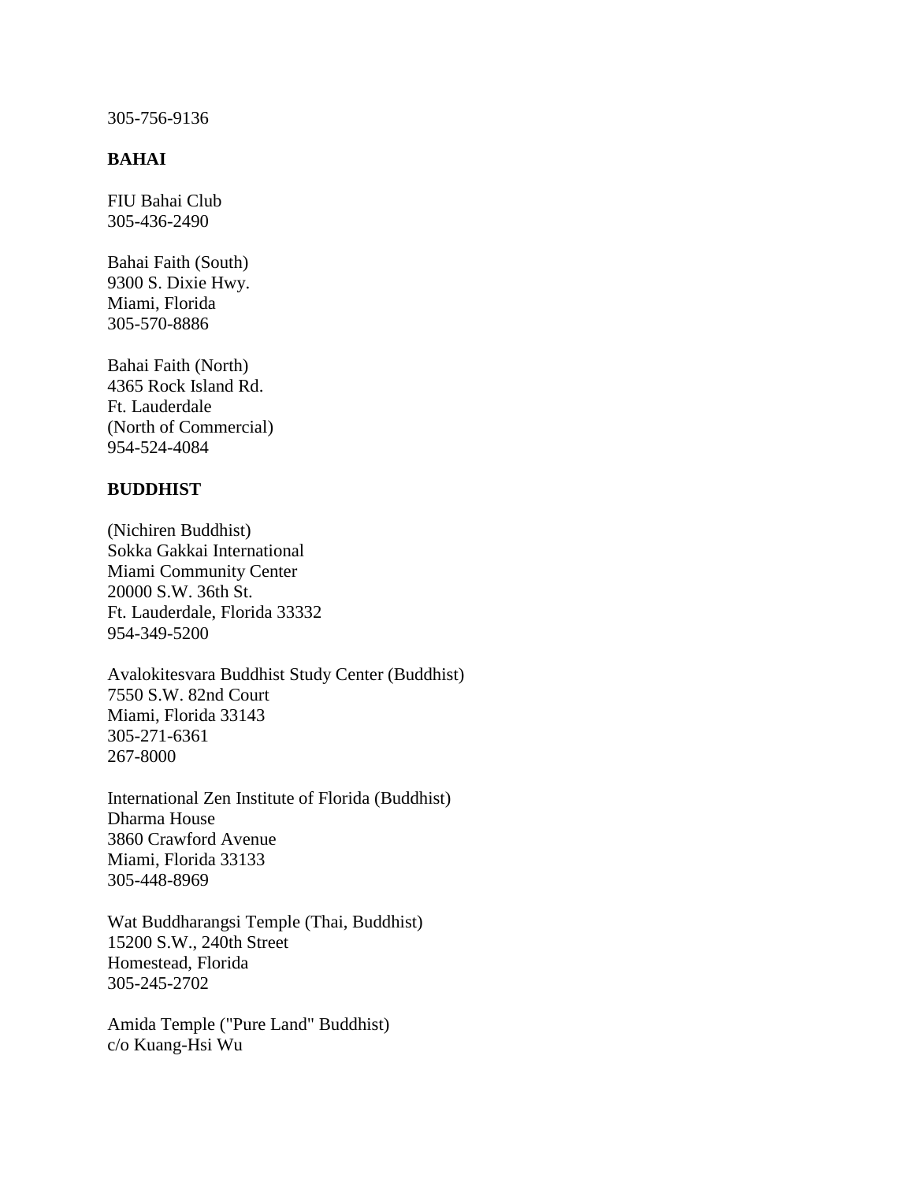305-756-9136

**BAHAI**

FIU Bahai Club
305-436-2490

Bahai Faith (South)
9300 S. Dixie Hwy.
Miami, Florida
305-570-8886

Bahai Faith (North)
4365 Rock Island Rd.
Ft. Lauderdale
(North of Commercial)
954-524-4084

**BUDDHIST**

(Nichiren Buddhist)
Sokka Gakkai International
Miami Community Center
20000 S.W. 36th St.
Ft. Lauderdale, Florida 33332
954-349-5200

Avalokitesvara Buddhist Study Center (Buddhist)
7550 S.W. 82nd Court
Miami, Florida 33143
305-271-6361
267-8000

International Zen Institute of Florida (Buddhist)
Dharma House
3860 Crawford Avenue
Miami, Florida 33133
305-448-8969

Wat Buddharangsi Temple (Thai, Buddhist)
15200 S.W., 240th Street
Homestead, Florida
305-245-2702

Amida Temple ("Pure Land" Buddhist)
c/o Kuang-Hsi Wu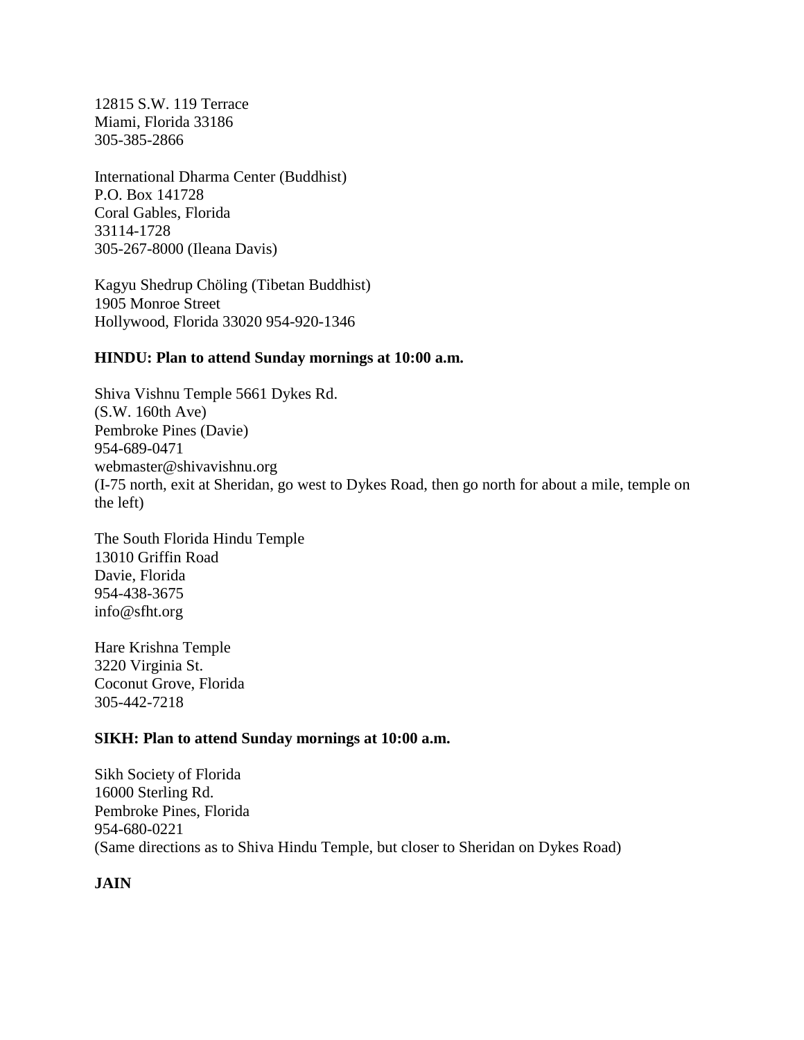12815 S.W. 119 Terrace  
Miami, Florida 33186  
305-385-2866

International Dharma Center (Buddhist)  
P.O. Box 141728  
Coral Gables, Florida  
33114-1728  
305-267-8000 (Ileana Davis)

Kagyu Shedrup Chöling (Tibetan Buddhist)  
1905 Monroe Street  
Hollywood, Florida 33020 954-920-1346

**HINDU: Plan to attend Sunday mornings at 10:00 a.m.**

Shiva Vishnu Temple 5661 Dykes Rd.  
(S.W. 160th Ave)  
Pembroke Pines (Davie)  
954-689-0471  
webmaster@shivavishnu.org  
(I-75 north, exit at Sheridan, go west to Dykes Road, then go north for about a mile, temple on the left)

The South Florida Hindu Temple  
13010 Griffin Road  
Davie, Florida  
954-438-3675  
info@sfht.org

Hare Krishna Temple  
3220 Virginia St.  
Coconut Grove, Florida  
305-442-7218

**SIKH: Plan to attend Sunday mornings at 10:00 a.m.**

Sikh Society of Florida  
16000 Sterling Rd.  
Pembroke Pines, Florida  
954-680-0221  
(Same directions as to Shiva Hindu Temple, but closer to Sheridan on Dykes Road)

**JAIN**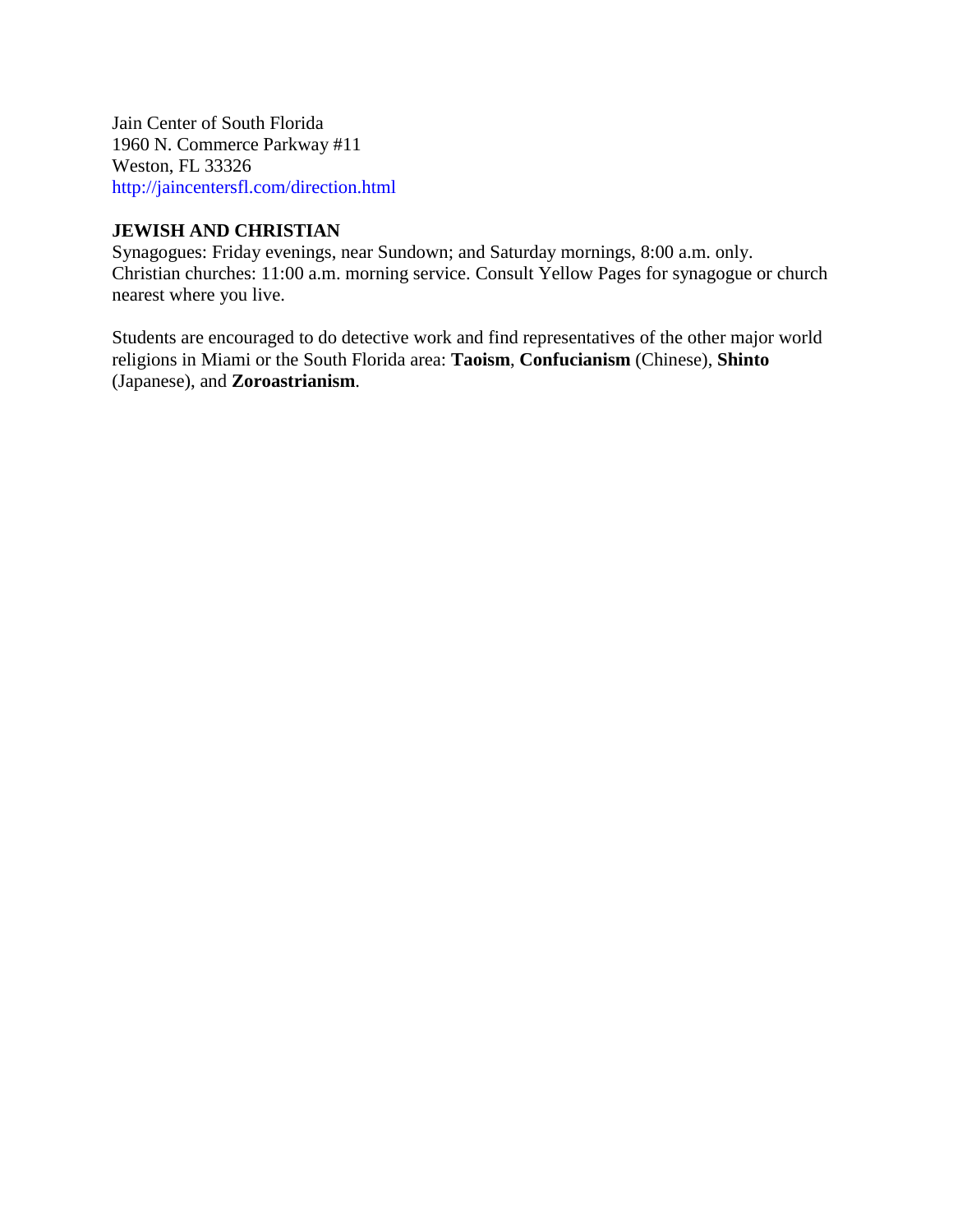Jain Center of South Florida
1960 N. Commerce Parkway #11
Weston, FL 33326
http://jaincentersfl.com/direction.html

**JEWISH AND CHRISTIAN**
Synagogues: Friday evenings, near Sundown; and Saturday mornings, 8:00 a.m. only.
Christian churches: 11:00 a.m. morning service. Consult Yellow Pages for synagogue or church nearest where you live.

Students are encouraged to do detective work and find representatives of the other major world religions in Miami or the South Florida area: **Taoism**, **Confucianism** (Chinese), **Shinto** (Japanese), and **Zoroastrianism**.